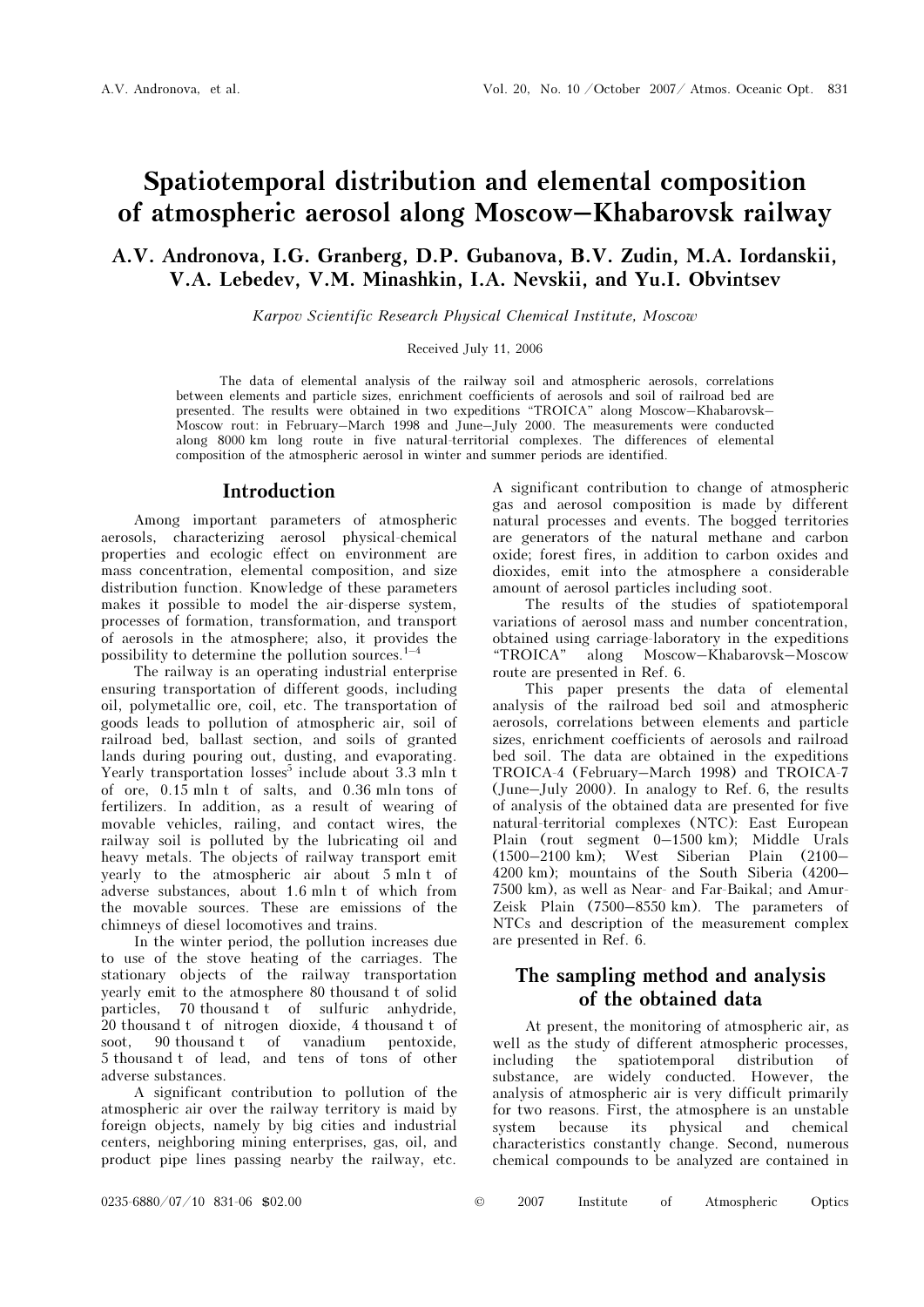# Spatiotemporal distribution and elemental composition of atmospheric aerosol along Moscow–Khabarovsk railway

**A.V. Andronova, I.G. Granberg, D.P. Gubanova, B.V. Zudin, M.A. Iordanskii, V.A. Lebedev, V.M. Minashkin, I.A. Nevskii, and Yu.I. Obvintsev**

*Karpov Scientific Research Physical Chemical Institute, Moscow*

Received July 11, 2006

The data of elemental analysis of the railway soil and atmospheric aerosols, correlations between elements and particle sizes, enrichment coefficients of aerosols and soil of railroad bed are presented. The results were obtained in two expeditions "TROICA" along Moscow–Khabarovsk–Moscow rout: in February–March 1998 and June–July 2000. The measurements were conducted along 8000 km long route in five natural-territorial complexes. The differences of elemental composition of the atmospheric aerosol in winter and summer periods are identified.

## Introduction

Among important parameters of atmospheric aerosols, characterizing aerosol physical-chemical properties and ecologic effect on environment are mass concentration, elemental composition, and size distribution function. Knowledge of these parameters makes it possible to model the air-disperse system, processes of formation, transformation, and transport of aerosols in the atmosphere; also, it provides the possibility to determine the pollution sources.[1–4]

The railway is an operating industrial enterprise ensuring transportation of different goods, including oil, polymetallic ore, coil, etc. The transportation of goods leads to pollution of atmospheric air, soil of railroad bed, ballast section, and soils of granted lands during pouring out, dusting, and evaporating. Yearly transportation losses[5] include about 3.3 mln t of ore, 0.15 mln t of salts, and 0.36 mln tons of fertilizers. In addition, as a result of wearing of movable vehicles, railing, and contact wires, the railway soil is polluted by the lubricating oil and heavy metals. The objects of railway transport emit yearly to the atmospheric air about 5 mln t of adverse substances, about 1.6 mln t of which from the movable sources. These are emissions of the chimneys of diesel locomotives and trains.

In the winter period, the pollution increases due to use of the stove heating of the carriages. The stationary objects of the railway transportation yearly emit to the atmosphere 80 thousand t of solid particles, 70 thousand t of sulfuric anhydride, 20 thousand t of nitrogen dioxide, 4 thousand t of soot, 90 thousand t of vanadium pentoxide, 5 thousand t of lead, and tens of tons of other adverse substances.

A significant contribution to pollution of the atmospheric air over the railway territory is maid by foreign objects, namely by big cities and industrial centers, neighboring mining enterprises, gas, oil, and product pipe lines passing nearby the railway, etc. A significant contribution to change of atmospheric gas and aerosol composition is made by different natural processes and events. The bogged territories are generators of the natural methane and carbon oxide; forest fires, in addition to carbon oxides and dioxides, emit into the atmosphere a considerable amount of aerosol particles including soot.

The results of the studies of spatiotemporal variations of aerosol mass and number concentration, obtained using carriage-laboratory in the expeditions "TROICA" along Moscow–Khabarovsk–Moscow route are presented in Ref. 6.

This paper presents the data of elemental analysis of the railroad bed soil and atmospheric aerosols, correlations between elements and particle sizes, enrichment coefficients of aerosols and railroad bed soil. The data are obtained in the expeditions TROICA-4 (February–March 1998) and TROICA-7 (June–July 2000). In analogy to Ref. 6, the results of analysis of the obtained data are presented for five natural-territorial complexes (NTC): East European Plain (rout segment 0–1500 km); Middle Urals (1500–2100 km); West Siberian Plain (2100–4200 km); mountains of the South Siberia (4200–7500 km), as well as Near- and Far-Baikal; and Amur-Zeisk Plain (7500–8550 km). The parameters of NTCs and description of the measurement complex are presented in Ref. 6.

## The sampling method and analysis of the obtained data

At present, the monitoring of atmospheric air, as well as the study of different atmospheric processes, including the spatiotemporal distribution of substance, are widely conducted. However, the analysis of atmospheric air is very difficult primarily for two reasons. First, the atmosphere is an unstable system because its physical and chemical characteristics constantly change. Second, numerous chemical compounds to be analyzed are contained in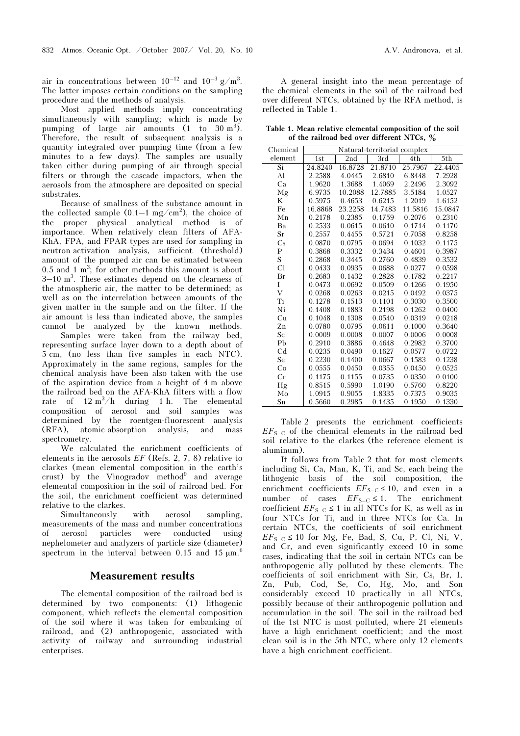air in concentrations between $10^{-12}$ and $10^{-3}$ g/m$^3$. The latter imposes certain conditions on the sampling procedure and the methods of analysis.

Most applied methods imply concentrating simultaneously with sampling; which is made by pumping of large air amounts (1 to 30 m$^3$). Therefore, the result of subsequent analysis is a quantity integrated over pumping time (from a few minutes to a few days). The samples are usually taken either during pumping of air through special filters or through the cascade impactors, when the aerosols from the atmosphere are deposited on special substrates.

Because of smallness of the substance amount in the collected sample (0.1–1 mg/cm$^2$), the choice of the proper physical analytical method is of importance. When relatively clean filters of AFA-KhA, FPA, and FPAR types are used for sampling in neutron-activation analysis, sufficient (threshold) amount of the pumped air can be estimated between 0.5 and 1 m$^3$; for other methods this amount is about 3–10 m$^3$. These estimates depend on the clearness of the atmospheric air, the matter to be determined; as well as on the interrelation between amounts of the given matter in the sample and on the filter. If the air amount is less than indicated above, the samples cannot be analyzed by the known methods.

Samples were taken from the railway bed, representing surface layer down to a depth about of 5 cm, (no less than five samples in each NTC). Approximately in the same regions, samples for the chemical analysis have been also taken with the use of the aspiration device from a height of 4 m above the railroad bed on the AFA-KhA filters with a flow rate of 12 m$^3$/h during 1 h. The elemental composition of aerosol and soil samples was determined by the roentgen-fluorescent analysis (RFA), atomic-absorption analysis, and mass spectrometry.

We calculated the enrichment coefficients of elements in the aerosols $EF$ (Refs. 2, 7, 8) relative to clarkes (mean elemental composition in the earth's crust) by the Vinogradov method[9] and average elemental composition in the soil of railroad bed. For the soil, the enrichment coefficient was determined relative to the clarkes.

Simultaneously with aerosol sampling, measurements of the mass and number concentrations of aerosol particles were conducted using nephelometer and analyzers of particle size (diameter) spectrum in the interval between 0.15 and 15 μm.[6]

## Measurement results

The elemental composition of the railroad bed is determined by two components: (1) lithogenic component, which reflects the elemental composition of the soil where it was taken for embanking of railroad, and (2) anthropogenic, associated with activity of railway and surrounding industrial enterprises.

A general insight into the mean percentage of the chemical elements in the soil of the railroad bed over different NTCs, obtained by the RFA method, is reflected in Table 1.

**Table 1. Mean relative elemental composition of the soil of the railroad bed over different NTCs, %**

| Chemical element | Natural-territorial complex | | | | |
|---|---|---|---|---|---|
| | 1st | 2nd | 3rd | 4th | 5th |
| Si | 24.8240 | 16.8728 | 21.8710 | 25.7967 | 22.4405 |
| Al | 2.2588 | 4.0445 | 2.6810 | 6.8448 | 7.2928 |
| Ca | 1.9620 | 1.3688 | 1.4069 | 2.2496 | 2.3092 |
| Mg | 6.9735 | 10.2088 | 12.7885 | 3.5184 | 1.0527 |
| K | 0.5975 | 0.4653 | 0.6215 | 1.2019 | 1.6152 |
| Fe | 16.8868 | 23.2258 | 14.7483 | 11.5816 | 15.0847 |
| Mn | 0.2178 | 0.2385 | 0.1759 | 0.2076 | 0.2310 |
| Ba | 0.2533 | 0.0615 | 0.0610 | 0.1714 | 0.1170 |
| Sr | 0.2557 | 0.4455 | 0.5721 | 0.7058 | 0.8258 |
| Cs | 0.0870 | 0.0795 | 0.0694 | 0.1032 | 0.1175 |
| P | 0.3868 | 0.3332 | 0.3434 | 0.4601 | 0.3987 |
| S | 0.2868 | 0.3445 | 0.2760 | 0.4839 | 0.3532 |
| Cl | 0.0433 | 0.0935 | 0.0688 | 0.0277 | 0.0598 |
| Br | 0.2683 | 0.1432 | 0.2828 | 0.1782 | 0.2217 |
| I | 0.0473 | 0.0692 | 0.0509 | 0.1266 | 0.1950 |
| V | 0.0268 | 0.0263 | 0.0215 | 0.0492 | 0.0375 |
| Ti | 0.1278 | 0.1513 | 0.1101 | 0.3030 | 0.3500 |
| Ni | 0.1408 | 0.1883 | 0.2198 | 0.1262 | 0.0400 |
| Cu | 0.1048 | 0.1308 | 0.0540 | 0.0319 | 0.0218 |
| Zn | 0.0780 | 0.0795 | 0.0611 | 0.1000 | 0.3640 |
| Sc | 0.0009 | 0.0008 | 0.0007 | 0.0006 | 0.0008 |
| Pb | 0.2910 | 0.3886 | 0.4648 | 0.2982 | 0.3700 |
| Cd | 0.0235 | 0.0490 | 0.1627 | 0.0577 | 0.0722 |
| Se | 0.2230 | 0.1400 | 0.0667 | 0.1583 | 0.1238 |
| Co | 0.0555 | 0.0450 | 0.0355 | 0.0450 | 0.0525 |
| Cr | 0.1175 | 0.1155 | 0.0735 | 0.0350 | 0.0100 |
| Hg | 0.8515 | 0.5990 | 1.0190 | 0.5760 | 0.8220 |
| Mo | 1.0915 | 0.9055 | 1.8335 | 0.7375 | 0.9035 |
| Sn | 0.5660 | 0.2985 | 0.1435 | 0.1950 | 0.1330 |

Table 2 presents the enrichment coefficients $EF_{S-C}$ of the chemical elements in the railroad bed soil relative to the clarkes (the reference element is aluminum).

It follows from Table 2 that for most elements including Si, Ca, Man, K, Ti, and Sc, each being the lithogenic basis of the soil composition, the enrichment coefficients $EF_{S-C} \leq 10$, and even in a number of cases $EF_{S-C} \leq 1$. The enrichment coefficient $EF_{S-C} \leq 1$ in all NTCs for K, as well as in four NTCs for Ti, and in three NTCs for Ca. In certain NTCs, the coefficients of soil enrichment $EF_{S-C} \leq 10$ for Mg, Fe, Bad, S, Cu, P, Cl, Ni, V, and Cr, and even significantly exceed 10 in some cases, indicating that the soil in certain NTCs can be anthropogenic ally polluted by these elements. The coefficients of soil enrichment with Sir, Cs, Br, I, Zn, Pub, Cod, Se, Co, Hg, Mo, and Son considerably exceed 10 practically in all NTCs, possibly because of their anthropogenic pollution and accumulation in the soil. The soil in the railroad bed of the 1st NTC is most polluted, where 21 elements have a high enrichment coefficient; and the most clean soil is in the 5th NTC, where only 12 elements have a high enrichment coefficient.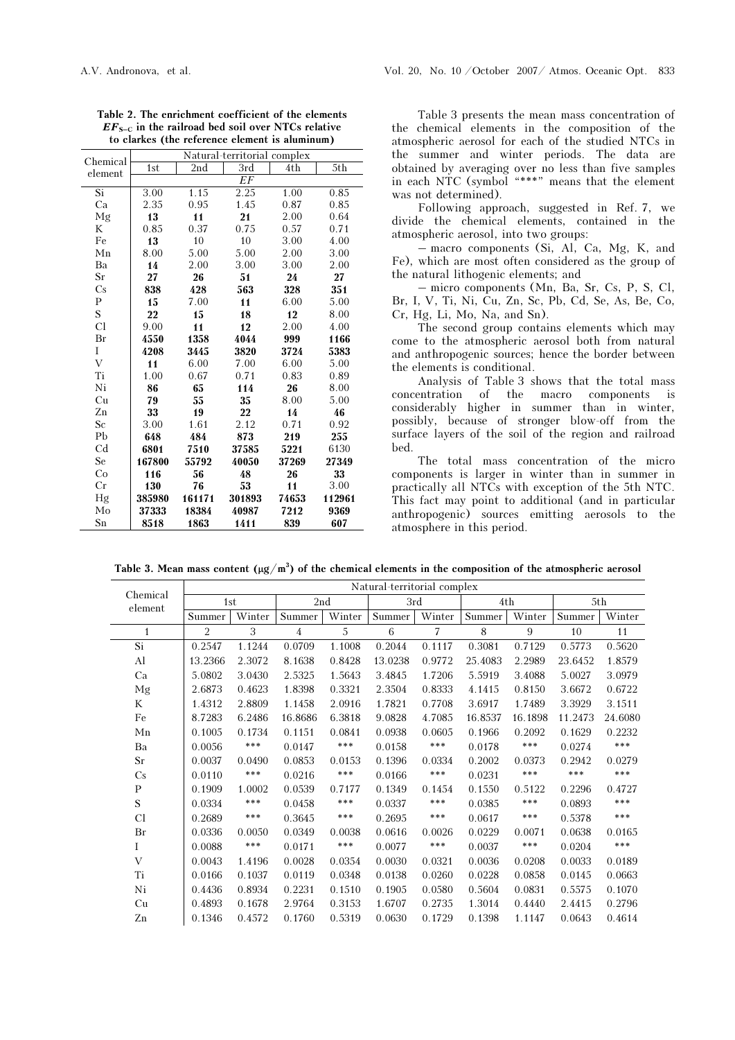**Table 2. The enrichment coefficient of the elements $EF_{S-C}$ in the railroad bed soil over NTCs relative to clarkes (the reference element is aluminum)**

| Chemical element | Natural-territorial complex | | | | |
|---|---|---|---|---|---|
| | 1st | 2nd | 3rd | 4th | 5th |
| | *EF* | | | | |
| Si | 3.00 | 1.15 | 2.25 | 1.00 | 0.85 |
| Ca | 2.35 | 0.95 | 1.45 | 0.87 | 0.85 |
| Mg | **13** | **11** | **21** | 2.00 | 0.64 |
| K | 0.85 | 0.37 | 0.75 | 0.57 | 0.71 |
| Fe | **13** | 10 | 10 | 3.00 | 4.00 |
| Mn | 8.00 | 5.00 | 5.00 | 2.00 | 3.00 |
| Ba | **14** | 2.00 | 3.00 | 3.00 | 2.00 |
| Sr | **27** | **26** | **51** | **24** | **27** |
| Cs | **838** | **428** | **563** | **328** | **351** |
| P | **15** | 7.00 | **11** | 6.00 | 5.00 |
| S | **22** | **15** | **18** | **12** | 8.00 |
| Cl | 9.00 | **11** | **12** | 2.00 | 4.00 |
| Br | **4550** | **1358** | **4044** | **999** | **1166** |
| I | **4208** | **3445** | **3820** | **3724** | **5383** |
| V | **11** | 6.00 | 7.00 | 6.00 | 5.00 |
| Ti | 1.00 | 0.67 | 0.71 | 0.83 | 0.89 |
| Ni | **86** | **65** | **114** | **26** | 8.00 |
| Cu | **79** | **55** | **35** | 8.00 | 5.00 |
| Zn | **33** | **19** | **22** | **14** | **46** |
| Sc | 3.00 | 1.61 | 2.12 | 0.71 | 0.92 |
| Pb | **648** | **484** | **873** | **219** | **255** |
| Cd | **6801** | **7510** | **37585** | **5221** | 6130 |
| Se | **167800** | **55792** | **40050** | **37269** | **27349** |
| Co | **116** | **56** | **48** | **26** | **33** |
| Cr | **130** | **76** | **53** | **11** | 3.00 |
| Hg | **385980** | **161171** | **301893** | **74653** | **112961** |
| Mo | **37333** | **18384** | **40987** | **7212** | **9369** |
| Sn | **8518** | **1863** | **1411** | **839** | **607** |

Table 3 presents the mean mass concentration of the chemical elements in the composition of the atmospheric aerosol for each of the studied NTCs in the summer and winter periods. The data are obtained by averaging over no less than five samples in each NTC (symbol "***" means that the element was not determined).

Following approach, suggested in Ref. 7, we divide the chemical elements, contained in the atmospheric aerosol, into two groups:

– macro components (Si, Al, Ca, Mg, K, and Fe), which are most often considered as the group of the natural lithogenic elements; and

– micro components (Mn, Ba, Sr, Cs, P, S, Cl, Br, I, V, Ti, Ni, Cu, Zn, Sc, Pb, Cd, Se, As, Be, Co, Cr, Hg, Li, Mo, Na, and Sn).

The second group contains elements which may come to the atmospheric aerosol both from natural and anthropogenic sources; hence the border between the elements is conditional.

Analysis of Table 3 shows that the total mass concentration of the macro components is considerably higher in summer than in winter, possibly, because of stronger blow-off from the surface layers of the soil of the region and railroad bed.

The total mass concentration of the micro components is larger in winter than in summer in practically all NTCs with exception of the 5th NTC. This fact may point to additional (and in particular anthropogenic) sources emitting aerosols to the atmosphere in this period.

**Table 3. Mean mass content ($\mu g/m^3$) of the chemical elements in the composition of the atmospheric aerosol**

| Chemical element | Natural-territorial complex | | | | | | | | | |
|---|---|---|---|---|---|---|---|---|---|---|
| | 1st | | 2nd | | 3rd | | 4th | | 5th | |
| | Summer | Winter | Summer | Winter | Summer | Winter | Summer | Winter | Summer | Winter |
| 1 | 2 | 3 | 4 | 5 | 6 | 7 | 8 | 9 | 10 | 11 |
| Si | 0.2547 | 1.1244 | 0.0709 | 1.1008 | 0.2044 | 0.1117 | 0.3081 | 0.7129 | 0.5773 | 0.5620 |
| Al | 13.2366 | 2.3072 | 8.1638 | 0.8428 | 13.0238 | 0.9772 | 25.4083 | 2.2989 | 23.6452 | 1.8579 |
| Ca | 5.0802 | 3.0430 | 2.5325 | 1.5643 | 3.4845 | 1.7206 | 5.5919 | 3.4088 | 5.0027 | 3.0979 |
| Mg | 2.6873 | 0.4623 | 1.8398 | 0.3321 | 2.3504 | 0.8333 | 4.1415 | 0.8150 | 3.6672 | 0.6722 |
| K | 1.4312 | 2.8809 | 1.1458 | 2.0916 | 1.7821 | 0.7708 | 3.6917 | 1.7489 | 3.3929 | 3.1511 |
| Fe | 8.7283 | 6.2486 | 16.8686 | 6.3818 | 9.0828 | 4.7085 | 16.8537 | 16.1898 | 11.2473 | 24.6080 |
| Mn | 0.1005 | 0.1734 | 0.1151 | 0.0841 | 0.0938 | 0.0605 | 0.1966 | 0.2092 | 0.1629 | 0.2232 |
| Ba | 0.0056 | *** | 0.0147 | *** | 0.0158 | *** | 0.0178 | *** | 0.0274 | *** |
| Sr | 0.0037 | 0.0490 | 0.0853 | 0.0153 | 0.1396 | 0.0334 | 0.2002 | 0.0373 | 0.2942 | 0.0279 |
| Cs | 0.0110 | *** | 0.0216 | *** | 0.0166 | *** | 0.0231 | *** | *** | *** |
| P | 0.1909 | 1.0002 | 0.0539 | 0.7177 | 0.1349 | 0.1454 | 0.1550 | 0.5122 | 0.2296 | 0.4727 |
| S | 0.0334 | *** | 0.0458 | *** | 0.0337 | *** | 0.0385 | *** | 0.0893 | *** |
| Cl | 0.2689 | *** | 0.3645 | *** | 0.2695 | *** | 0.0617 | *** | 0.5378 | *** |
| Br | 0.0336 | 0.0050 | 0.0349 | 0.0038 | 0.0616 | 0.0026 | 0.0229 | 0.0071 | 0.0638 | 0.0165 |
| I | 0.0088 | *** | 0.0171 | *** | 0.0077 | *** | 0.0037 | *** | 0.0204 | *** |
| V | 0.0043 | 1.4196 | 0.0028 | 0.0354 | 0.0030 | 0.0321 | 0.0036 | 0.0208 | 0.0033 | 0.0189 |
| Ti | 0.0166 | 0.1037 | 0.0119 | 0.0348 | 0.0138 | 0.0260 | 0.0228 | 0.0858 | 0.0145 | 0.0663 |
| Ni | 0.4436 | 0.8934 | 0.2231 | 0.1510 | 0.1905 | 0.0580 | 0.5604 | 0.0831 | 0.5575 | 0.1070 |
| Cu | 0.4893 | 0.1678 | 2.9764 | 0.3153 | 1.6707 | 0.2735 | 1.3014 | 0.4440 | 2.4415 | 0.2796 |
| Zn | 0.1346 | 0.4572 | 0.1760 | 0.5319 | 0.0630 | 0.1729 | 0.1398 | 1.1147 | 0.0643 | 0.4614 |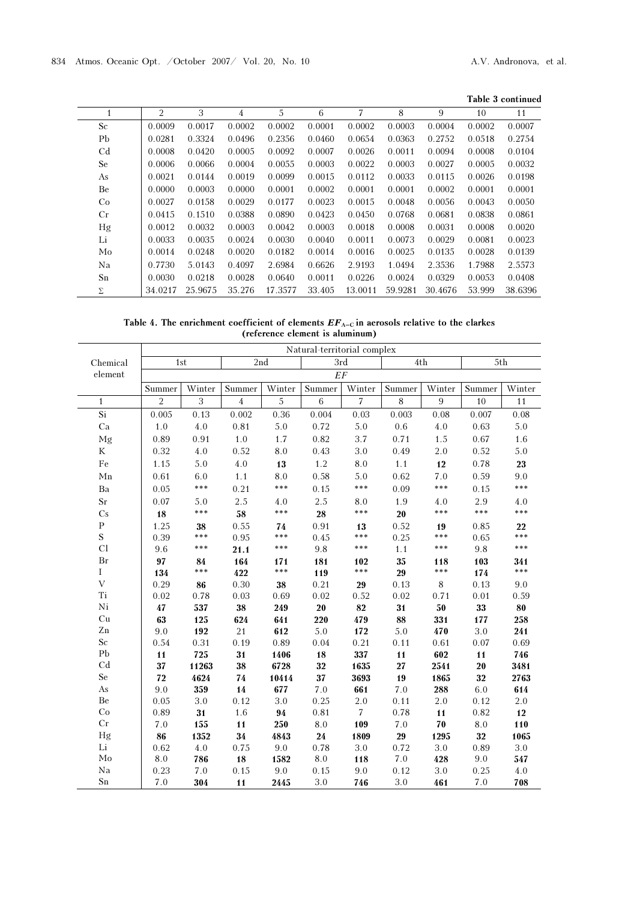Table 3 continued

| 1 | 2 | 3 | 4 | 5 | 6 | 7 | 8 | 9 | 10 | 11 |
|---|---|---|---|---|---|---|---|---|---|---|
| Sc | 0.0009 | 0.0017 | 0.0002 | 0.0002 | 0.0001 | 0.0002 | 0.0003 | 0.0004 | 0.0002 | 0.0007 |
| Pb | 0.0281 | 0.3324 | 0.0496 | 0.2356 | 0.0460 | 0.0654 | 0.0363 | 0.2752 | 0.0518 | 0.2754 |
| Cd | 0.0008 | 0.0420 | 0.0005 | 0.0092 | 0.0007 | 0.0026 | 0.0011 | 0.0094 | 0.0008 | 0.0104 |
| Se | 0.0006 | 0.0066 | 0.0004 | 0.0055 | 0.0003 | 0.0022 | 0.0003 | 0.0027 | 0.0005 | 0.0032 |
| As | 0.0021 | 0.0144 | 0.0019 | 0.0099 | 0.0015 | 0.0112 | 0.0033 | 0.0115 | 0.0026 | 0.0198 |
| Be | 0.0000 | 0.0003 | 0.0000 | 0.0001 | 0.0002 | 0.0001 | 0.0001 | 0.0002 | 0.0001 | 0.0001 |
| Co | 0.0027 | 0.0158 | 0.0029 | 0.0177 | 0.0023 | 0.0015 | 0.0048 | 0.0056 | 0.0043 | 0.0050 |
| Cr | 0.0415 | 0.1510 | 0.0388 | 0.0890 | 0.0423 | 0.0450 | 0.0768 | 0.0681 | 0.0838 | 0.0861 |
| Hg | 0.0012 | 0.0032 | 0.0003 | 0.0042 | 0.0003 | 0.0018 | 0.0008 | 0.0031 | 0.0008 | 0.0020 |
| Li | 0.0033 | 0.0035 | 0.0024 | 0.0030 | 0.0040 | 0.0011 | 0.0073 | 0.0029 | 0.0081 | 0.0023 |
| Mo | 0.0014 | 0.0248 | 0.0020 | 0.0182 | 0.0014 | 0.0016 | 0.0025 | 0.0135 | 0.0028 | 0.0139 |
| Na | 0.7730 | 5.0143 | 0.4097 | 2.6984 | 0.6626 | 2.9193 | 1.0494 | 2.3536 | 1.7988 | 2.5573 |
| Sn | 0.0030 | 0.0218 | 0.0028 | 0.0640 | 0.0011 | 0.0226 | 0.0024 | 0.0329 | 0.0053 | 0.0408 |
| Σ | 34.0217 | 25.9675 | 35.276 | 17.3577 | 33.405 | 13.0011 | 59.9281 | 30.4676 | 53.999 | 38.6396 |

**Table 4. The enrichment coefficient of elements $EF_{A-C}$ in aerosols relative to the clarkes (reference element is aluminum)**

| Chemical element | Natural-territorial complex | | | | | | | | | |
|---|---|---|---|---|---|---|---|---|---|---|
| | 1st | | 2nd | | 3rd | | 4th | | 5th | |
| | *EF* | | | | | | | | | |
| | Summer | Winter | Summer | Winter | Summer | Winter | Summer | Winter | Summer | Winter |
| 1 | 2 | 3 | 4 | 5 | 6 | 7 | 8 | 9 | 10 | 11 |
| Si | 0.005 | 0.13 | 0.002 | 0.36 | 0.004 | 0.03 | 0.003 | 0.08 | 0.007 | 0.08 |
| Ca | 1.0 | 4.0 | 0.81 | 5.0 | 0.72 | 5.0 | 0.6 | 4.0 | 0.63 | 5.0 |
| Mg | 0.89 | 0.91 | 1.0 | 1.7 | 0.82 | 3.7 | 0.71 | 1.5 | 0.67 | 1.6 |
| K | 0.32 | 4.0 | 0.52 | 8.0 | 0.43 | 3.0 | 0.49 | 2.0 | 0.52 | 5.0 |
| Fe | 1.15 | 5.0 | 4.0 | **13** | 1.2 | 8.0 | 1.1 | **12** | 0.78 | **23** |
| Mn | 0.61 | 6.0 | 1.1 | 8.0 | 0.58 | 5.0 | 0.62 | 7.0 | 0.59 | 9.0 |
| Ba | 0.05 | *** | 0.21 | *** | 0.15 | *** | 0.09 | *** | 0.15 | *** |
| Sr | 0.07 | 5.0 | 2.5 | 4.0 | 2.5 | 8.0 | 1.9 | 4.0 | 2.9 | 4.0 |
| Cs | **18** | *** | **58** | *** | **28** | *** | **20** | *** | *** | *** |
| P | 1.25 | **38** | 0.55 | **74** | 0.91 | **13** | 0.52 | **19** | 0.85 | **22** |
| S | 0.39 | *** | 0.95 | *** | 0.45 | *** | 0.25 | *** | 0.65 | *** |
| Cl | 9.6 | *** | **21.1** | *** | 9.8 | *** | 1.1 | *** | 9.8 | *** |
| Br | **97** | **84** | **164** | **171** | **181** | **102** | **35** | **118** | **103** | **341** |
| I | **134** | *** | **422** | *** | **119** | *** | **29** | *** | **174** | *** |
| V | 0.29 | **86** | 0.30 | **38** | 0.21 | **29** | 0.13 | 8 | 0.13 | 9.0 |
| Ti | 0.02 | 0.78 | 0.03 | 0.69 | 0.02 | 0.52 | 0.02 | 0.71 | 0.01 | 0.59 |
| Ni | **47** | **537** | **38** | **249** | **20** | **82** | **31** | **50** | **33** | **80** |
| Cu | **63** | **125** | **624** | **641** | **220** | **479** | **88** | **331** | **177** | **258** |
| Zn | 9.0 | **192** | 21 | **612** | 5.0 | **172** | 5.0 | **470** | 3.0 | **241** |
| Sc | 0.54 | 0.31 | 0.19 | 0.89 | 0.04 | 0.21 | 0.11 | 0.61 | 0.07 | 0.69 |
| Pb | **11** | **725** | **31** | **1406** | **18** | **337** | **11** | **602** | **11** | **746** |
| Cd | **37** | **11263** | **38** | **6728** | **32** | **1635** | **27** | **2541** | **20** | **3481** |
| Se | **72** | **4624** | **74** | **10414** | **37** | **3693** | **19** | **1865** | **32** | **2763** |
| As | 9.0 | **359** | **14** | **677** | 7.0 | **661** | 7.0 | **288** | 6.0 | **614** |
| Be | 0.05 | 3.0 | 0.12 | 3.0 | 0.25 | 2.0 | 0.11 | 2.0 | 0.12 | 2.0 |
| Co | 0.89 | **31** | 1.6 | **94** | 0.81 | 7 | 0.78 | **11** | 0.82 | **12** |
| Cr | 7.0 | **155** | **11** | **250** | 8.0 | **109** | 7.0 | **70** | 8.0 | **110** |
| Hg | **86** | **1352** | **34** | **4843** | **24** | **1809** | **29** | **1295** | **32** | **1065** |
| Li | 0.62 | 4.0 | 0.75 | 9.0 | 0.78 | 3.0 | 0.72 | 3.0 | 0.89 | 3.0 |
| Mo | 8.0 | **786** | **18** | **1582** | 8.0 | **118** | 7.0 | **428** | 9.0 | **547** |
| Na | 0.23 | 7.0 | 0.15 | 9.0 | 0.15 | 9.0 | 0.12 | 3.0 | 0.25 | 4.0 |
| Sn | 7.0 | **304** | **11** | **2445** | 3.0 | **746** | 3.0 | **461** | 7.0 | **708** |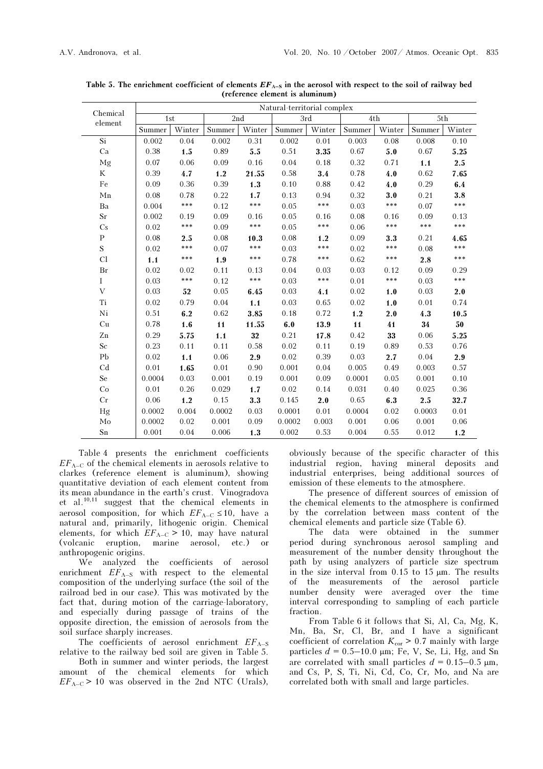**Table 5. The enrichment coefficient of elements $EF_{A-S}$ in the aerosol with respect to the soil of railway bed (reference element is aluminum)**

| Chemical element | Natural-territorial complex | | | | | | | | | |
|---|---|---|---|---|---|---|---|---|---|---|
| | 1st | | 2nd | | 3rd | | 4th | | 5th | |
| | Summer | Winter | Summer | Winter | Summer | Winter | Summer | Winter | Summer | Winter |
| Si | 0.002 | 0.04 | 0.002 | 0.31 | 0.002 | 0.01 | 0.003 | 0.08 | 0.008 | 0.10 |
| Ca | 0.38 | **1.5** | 0.89 | **5.5** | 0.51 | **3.35** | 0.67 | **5.0** | 0.67 | **5.25** |
| Mg | 0.07 | 0.06 | 0.09 | 0.16 | 0.04 | 0.18 | 0.32 | 0.71 | **1.1** | **2.5** |
| K | 0.39 | **4.7** | **1.2** | **21.55** | 0.58 | **3.4** | 0.78 | **4.0** | 0.62 | **7.65** |
| Fe | 0.09 | 0.36 | 0.39 | **1.3** | 0.10 | 0.88 | 0.42 | **4.0** | 0.29 | **6.4** |
| Mn | 0.08 | 0.78 | 0.22 | **1.7** | 0.13 | 0.94 | 0.32 | **3.0** | 0.21 | **3.8** |
| Ba | 0.004 | *** | 0.12 | *** | 0.05 | *** | 0.03 | *** | 0.07 | *** |
| Sr | 0.002 | 0.19 | 0.09 | 0.16 | 0.05 | 0.16 | 0.08 | 0.16 | 0.09 | 0.13 |
| Cs | 0.02 | *** | 0.09 | *** | 0.05 | *** | 0.06 | *** | *** | *** |
| P | 0.08 | **2.5** | 0.08 | **10.3** | 0.08 | **1.2** | 0.09 | **3.3** | 0.21 | **4.65** |
| S | 0.02 | *** | 0.07 | *** | 0.03 | *** | 0.02 | *** | 0.08 | *** |
| Cl | **1.1** | *** | **1.9** | *** | 0.78 | *** | 0.62 | *** | **2.8** | *** |
| Br | 0.02 | 0.02 | 0.11 | 0.13 | 0.04 | 0.03 | 0.03 | 0.12 | 0.09 | 0.29 |
| I | 0.03 | *** | 0.12 | *** | 0.03 | *** | 0.01 | *** | 0.03 | *** |
| V | 0.03 | **52** | 0.05 | **6.45** | 0.03 | **4.1** | 0.02 | **1.0** | 0.03 | **2.0** |
| Ti | 0.02 | 0.79 | 0.04 | **1.1** | 0.03 | 0.65 | 0.02 | **1.0** | 0.01 | 0.74 |
| Ni | 0.51 | **6.2** | 0.62 | **3.85** | 0.18 | 0.72 | **1.2** | **2.0** | **4.3** | **10.5** |
| Cu | 0.78 | **1.6** | **11** | **11.55** | **6.0** | **13.9** | **11** | **41** | **34** | **50** |
| Zn | 0.29 | **5.75** | **1.1** | **32** | 0.21 | **17.8** | 0.42 | **33** | 0.06 | **5.25** |
| Sc | 0.23 | 0.11 | 0.11 | 0.58 | 0.02 | 0.11 | 0.19 | 0.89 | 0.53 | 0.76 |
| Pb | 0.02 | **1.1** | 0.06 | **2.9** | 0.02 | 0.39 | 0.03 | **2.7** | 0.04 | **2.9** |
| Cd | 0.01 | **1.65** | 0.01 | 0.90 | 0.001 | 0.04 | 0.005 | 0.49 | 0.003 | 0.57 |
| Se | 0.0004 | 0.03 | 0.001 | 0.19 | 0.001 | 0.09 | 0.0001 | 0.05 | 0.001 | 0.10 |
| Co | 0.01 | 0.26 | 0.029 | **1.7** | 0.02 | 0.14 | 0.031 | 0.40 | 0.025 | 0.36 |
| Cr | 0.06 | **1.2** | 0.15 | **3.3** | 0.145 | **2.0** | 0.65 | **6.3** | **2.5** | **32.7** |
| Hg | 0.0002 | 0.004 | 0.0002 | 0.03 | 0.0001 | 0.01 | 0.0004 | 0.02 | 0.0003 | 0.01 |
| Mo | 0.0002 | 0.02 | 0.001 | 0.09 | 0.0002 | 0.003 | 0.001 | 0.06 | 0.001 | 0.06 |
| Sn | 0.001 | 0.04 | 0.006 | **1.3** | 0.002 | 0.53 | 0.004 | 0.55 | 0.012 | **1.2** |

Table 4 presents the enrichment coefficients $EF_{A-C}$ of the chemical elements in aerosols relative to clarkes (reference element is aluminum), showing quantitative deviation of each element content from its mean abundance in the earth's crust. Vinogradova et al.[10,11] suggest that the chemical elements in aerosol composition, for which $EF_{A-C} \leq 10$, have a natural and, primarily, lithogenic origin. Chemical elements, for which $EF_{A-C} > 10$, may have natural (volcanic eruption, marine aerosol, etc.) or anthropogenic origins.

We analyzed the coefficients of aerosol enrichment $EF_{A-S}$ with respect to the elemental composition of the underlying surface (the soil of the railroad bed in our case). This was motivated by the fact that, during motion of the carriage-laboratory, and especially during passage of trains of the opposite direction, the emission of aerosols from the soil surface sharply increases.

The coefficients of aerosol enrichment $EF_{A-S}$ relative to the railway bed soil are given in Table 5.

Both in summer and winter periods, the largest amount of the chemical elements for which $EF_{A-C} > 10$ was observed in the 2nd NTC (Urals), obviously because of the specific character of this industrial region, having mineral deposits and industrial enterprises, being additional sources of emission of these elements to the atmosphere.

The presence of different sources of emission of the chemical elements to the atmosphere is confirmed by the correlation between mass content of the chemical elements and particle size (Table 6).

The data were obtained in the summer period during synchronous aerosol sampling and measurement of the number density throughout the path by using analyzers of particle size spectrum in the size interval from 0.15 to 15 μm. The results of the measurements of the aerosol particle number density were averaged over the time interval corresponding to sampling of each particle fraction.

From Table 6 it follows that Si, Al, Ca, Mg, K, Mn, Ba, Sr, Cl, Br, and I have a significant coefficient of correlation $K_{cor} > 0.7$ mainly with large particles $d$ = 0.5–10.0 μm; Fe, V, Se, Li, Hg, and Sn are correlated with small particles $d$ = 0.15–0.5 μm, and Cs, P, S, Ti, Ni, Cd, Co, Cr, Mo, and Na are correlated both with small and large particles.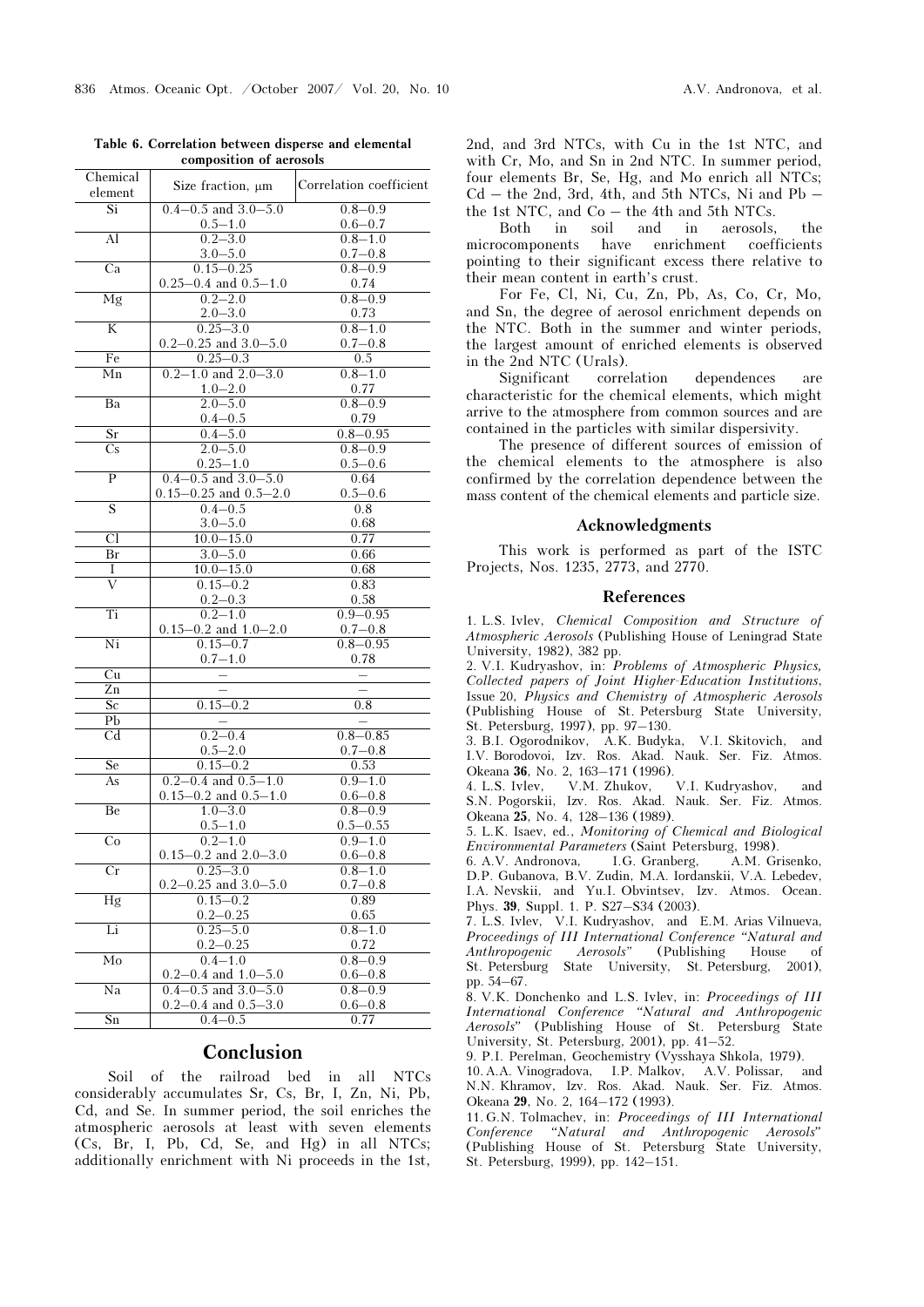**Table 6. Correlation between disperse and elemental composition of aerosols**

| Chemical element | Size fraction, μm | Correlation coefficient |
|---|---|---|
| Si | 0.4–0.5 and 3.0–5.0 | 0.8–0.9 |
| | 0.5–1.0 | 0.6–0.7 |
| Al | 0.2–3.0 | 0.8–1.0 |
| | 3.0–5.0 | 0.7–0.8 |
| Ca | 0.15–0.25 | 0.8–0.9 |
| | 0.25–0.4 and 0.5–1.0 | 0.74 |
| Mg | 0.2–2.0 | 0.8–0.9 |
| | 2.0–3.0 | 0.73 |
| K | 0.25–3.0 | 0.8–1.0 |
| | 0.2–0.25 and 3.0–5.0 | 0.7–0.8 |
| Fe | 0.25–0.3 | 0.5 |
| Mn | 0.2–1.0 and 2.0–3.0 | 0.8–1.0 |
| | 1.0–2.0 | 0.77 |
| Ba | 2.0–5.0 | 0.8–0.9 |
| | 0.4–0.5 | 0.79 |
| Sr | 0.4–5.0 | 0.8–0.95 |
| Cs | 2.0–5.0 | 0.8–0.9 |
| | 0.25–1.0 | 0.5–0.6 |
| P | 0.4–0.5 and 3.0–5.0 | 0.64 |
| | 0.15–0.25 and 0.5–2.0 | 0.5–0.6 |
| S | 0.4–0.5 | 0.8 |
| | 3.0–5.0 | 0.68 |
| Cl | 10.0–15.0 | 0.77 |
| Br | 3.0–5.0 | 0.66 |
| I | 10.0–15.0 | 0.68 |
| V | 0.15–0.2 | 0.83 |
| | 0.2–0.3 | 0.58 |
| Ti | 0.2–1.0 | 0.9–0.95 |
| | 0.15–0.2 and 1.0–2.0 | 0.7–0.8 |
| Ni | 0.15–0.7 | 0.8–0.95 |
| | 0.7–1.0 | 0.78 |
| Cu | – | – |
| Zn | – | – |
| Sc | 0.15–0.2 | 0.8 |
| Pb | – | – |
| Cd | 0.2–0.4 | 0.8–0.85 |
| | 0.5–2.0 | 0.7–0.8 |
| Se | 0.15–0.2 | 0.53 |
| As | 0.2–0.4 and 0.5–1.0 | 0.9–1.0 |
| | 0.15–0.2 and 0.5–1.0 | 0.6–0.8 |
| Be | 1.0–3.0 | 0.8–0.9 |
| | 0.5–1.0 | 0.5–0.55 |
| Co | 0.2–1.0 | 0.9–1.0 |
| | 0.15–0.2 and 2.0–3.0 | 0.6–0.8 |
| Cr | 0.25–3.0 | 0.8–1.0 |
| | 0.2–0.25 and 3.0–5.0 | 0.7–0.8 |
| Hg | 0.15–0.2 | 0.89 |
| | 0.2–0.25 | 0.65 |
| Li | 0.25–5.0 | 0.8–1.0 |
| | 0.2–0.25 | 0.72 |
| Mo | 0.4–1.0 | 0.8–0.9 |
| | 0.2–0.4 and 1.0–5.0 | 0.6–0.8 |
| Na | 0.4–0.5 and 3.0–5.0 | 0.8–0.9 |
| | 0.2–0.4 and 0.5–3.0 | 0.6–0.8 |
| Sn | 0.4–0.5 | 0.77 |

## Conclusion

Soil of the railroad bed in all NTCs considerably accumulates Sr, Cs, Br, I, Zn, Ni, Pb, Cd, and Se. In summer period, the soil enriches the atmospheric aerosols at least with seven elements (Cs, Br, I, Pb, Cd, Se, and Hg) in all NTCs; additionally enrichment with Ni proceeds in the 1st, 2nd, and 3rd NTCs, with Cu in the 1st NTC, and with Cr, Mo, and Sn in 2nd NTC. In summer period, four elements Br, Se, Hg, and Mo enrich all NTCs; Cd – the 2nd, 3rd, 4th, and 5th NTCs, Ni and Pb – the 1st NTC, and Co – the 4th and 5th NTCs.

Both in soil and in aerosols, the microcomponents have enrichment coefficients pointing to their significant excess there relative to their mean content in earth's crust.

For Fe, Cl, Ni, Cu, Zn, Pb, As, Co, Cr, Mo, and Sn, the degree of aerosol enrichment depends on the NTC. Both in the summer and winter periods, the largest amount of enriched elements is observed in the 2nd NTC (Urals).

Significant correlation dependences are characteristic for the chemical elements, which might arrive to the atmosphere from common sources and are contained in the particles with similar dispersivity.

The presence of different sources of emission of the chemical elements to the atmosphere is also confirmed by the correlation dependence between the mass content of the chemical elements and particle size.

### Acknowledgments

This work is performed as part of the ISTC Projects, Nos. 1235, 2773, and 2770.

### References

1. L.S. Ivlev, *Chemical Composition and Structure of Atmospheric Aerosols* (Publishing House of Leningrad State University, 1982), 382 pp.
2. V.I. Kudryashov, in: *Problems of Atmospheric Physics, Collected papers of Joint Higher-Education Institutions*, Issue 20, *Physics and Chemistry of Atmospheric Aerosols* (Publishing House of St. Petersburg State University, St. Petersburg, 1997), pp. 97–130.
3. B.I. Ogorodnikov, A.K. Budyka, V.I. Skitovich, and I.V. Borodovoi, Izv. Ros. Akad. Nauk. Ser. Fiz. Atmos. Okeana **36**, No. 2, 163–171 (1996).
4. L.S. Ivlev, V.M. Zhukov, V.I. Kudryashov, and S.N. Pogorskii, Izv. Ros. Akad. Nauk. Ser. Fiz. Atmos. Okeana **25**, No. 4, 128–136 (1989).
5. L.K. Isaev, ed., *Monitoring of Chemical and Biological Environmental Parameters* (Saint Petersburg, 1998).
6. A.V. Andronova, I.G. Granberg, A.M. Grisenko, D.P. Gubanova, B.V. Zudin, M.A. Iordanskii, V.A. Lebedev, I.A. Nevskii, and Yu.I. Obvintsev, Izv. Atmos. Ocean. Phys. **39**, Suppl. 1. P. S27–S34 (2003).
7. L.S. Ivlev, V.I. Kudryashov, and E.M. Arias Vilnueva, *Proceedings of III International Conference "Natural and Anthropogenic Aerosols"* (Publishing House of St. Petersburg State University, St. Petersburg, 2001), pp. 54–67.
8. V.K. Donchenko and L.S. Ivlev, in: *Proceedings of III International Conference "Natural and Anthropogenic Aerosols"* (Publishing House of St. Petersburg State University, St. Petersburg, 2001), pp. 41–52.
9. P.I. Perelman, Geochemistry (Vysshaya Shkola, 1979).
10. A.A. Vinogradova, I.P. Malkov, A.V. Polissar, and N.N. Khramov, Izv. Ros. Akad. Nauk. Ser. Fiz. Atmos. Okeana **29**, No. 2, 164–172 (1993).
11. G.N. Tolmachev, in: *Proceedings of III International Conference "Natural and Anthropogenic Aerosols"* (Publishing House of St. Petersburg State University, St. Petersburg, 1999), pp. 142–151.